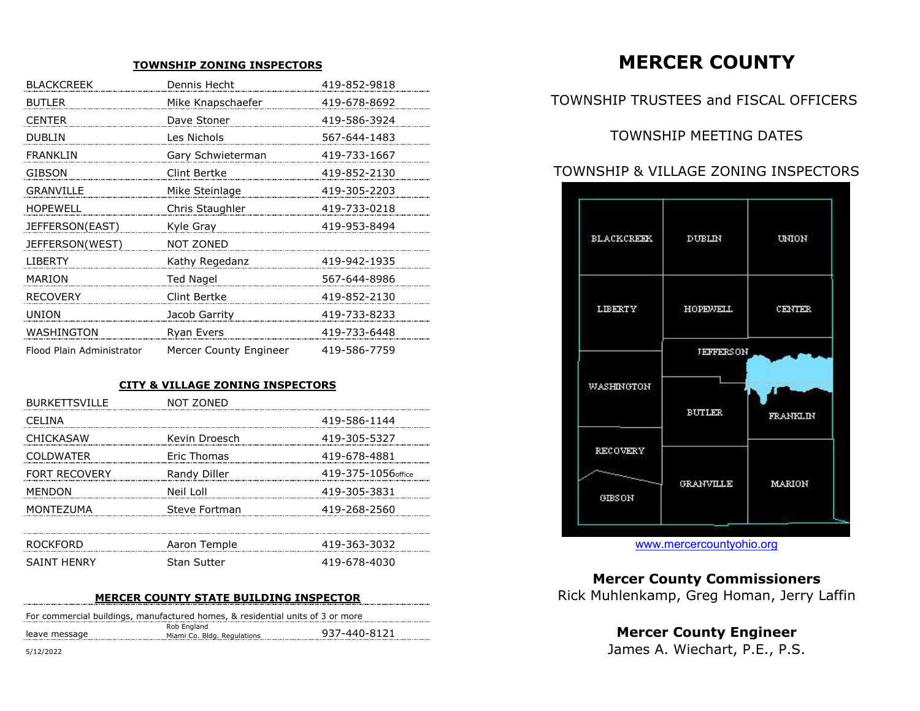## TOWNSHIP ZONING INSPECTORS

| | | |
|---|---|---|
| BLACKCREEK | Dennis Hecht | 419-852-9818 |
| BUTLER | Mike Knapschaefer | 419-678-8692 |
| CENTER | Dave Stoner | 419-586-3924 |
| DUBLIN | Les Nichols | 567-644-1483 |
| FRANKLIN | Gary Schwieterman | 419-733-1667 |
| GIBSON | Clint Bertke | 419-852-2130 |
| GRANVILLE | Mike Steinlage | 419-305-2203 |
| HOPEWELL | Chris Staughler | 419-733-0218 |
| JEFFERSON(EAST) | Kyle Gray | 419-953-8494 |
| JEFFERSON(WEST) | NOT ZONED | |
| LIBERTY | Kathy Regedanz | 419-942-1935 |
| MARION | Ted Nagel | 567-644-8986 |
| RECOVERY | Clint Bertke | 419-852-2130 |
| UNION | Jacob Garrity | 419-733-8233 |
| WASHINGTON | Ryan Evers | 419-733-6448 |
| Flood Plain Administrator | Mercer County Engineer | 419-586-7759 |

## CITY & VILLAGE ZONING INSPECTORS

| | | |
|---|---|---|
| BURKETTSVILLE | NOT ZONED | |
| CELINA | | 419-586-1144 |
| CHICKASAW | Kevin Droesch | 419-305-5327 |
| COLDWATER | Eric Thomas | 419-678-4881 |
| FORT RECOVERY | Randy Diller | 419-375-1056office |
| MENDON | Neil Loll | 419-305-3831 |
| MONTEZUMA | Steve Fortman | 419-268-2560 |
| | | |
| ROCKFORD | Aaron Temple | 419-363-3032 |
| SAINT HENRY | Stan Sutter | 419-678-4030 |

## MERCER COUNTY STATE BUILDING INSPECTOR

For commercial buildings, manufactured homes, & residential units of 3 or more

| | | |
|---|---|---|
| leave message | Rob England<br>Miami Co. Bldg. Regulations | 937-440-8121 |

5/12/2022

# MERCER COUNTY

TOWNSHIP TRUSTEES and FISCAL OFFICERS

TOWNSHIP MEETING DATES

TOWNSHIP & VILLAGE ZONING INSPECTORS

BLACKCREEK DUBLIN UNION LIBERTY HOPEWELL CENTER JEFFERSON WASHINGTON BUTLER FRANKLIN RECOVERY GRANVILLE MARION GIBSON

www.mercercountyohio.org

**Mercer County Commissioners**
Rick Muhlenkamp, Greg Homan, Jerry Laffin

**Mercer County Engineer**
James A. Wiechart, P.E., P.S.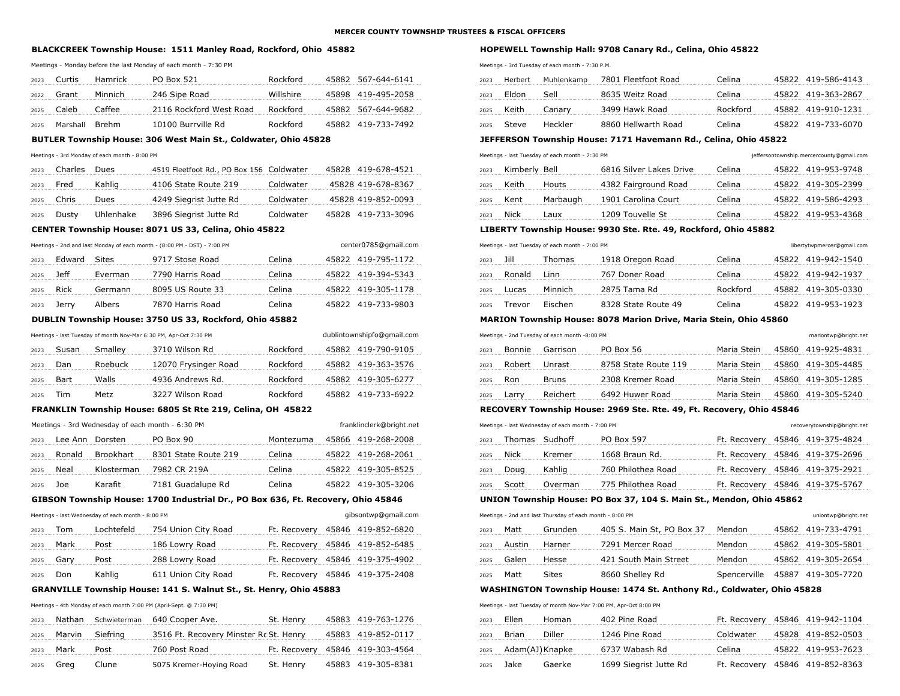# MERCER COUNTY TOWNSHIP TRUSTEES & FISCAL OFFICERS

## BLACKCREEK Township House: 1511 Manley Road, Rockford, Ohio 45882

Meetings - Monday before the last Monday of each month - 7:30 PM

| | | | | | | |
|---|---|---|---|---|---|---|
| 2023 | Curtis | Hamrick | PO Box 521 | Rockford | 45882 | 567-644-6141 |
| 2022 | Grant | Minnich | 246 Sipe Road | Willshire | 45898 | 419-495-2058 |
| 2025 | Caleb | Caffee | 2116 Rockford West Road | Rockford | 45882 | 567-644-9682 |
| 2025 | Marshall | Brehm | 10100 Burrville Rd | Rockford | 45882 | 419-733-7492 |

## BUTLER Township House: 306 West Main St., Coldwater, Ohio 45828

Meetings - 3rd Monday of each month - 8:00 PM

| | | | | | | |
|---|---|---|---|---|---|---|
| 2023 | Charles | Dues | 4519 Fleetfoot Rd., PO Box 156 | Coldwater | 45828 | 419-678-4521 |
| 2023 | Fred | Kahlig | 4106 State Route 219 | Coldwater | 45828 | 419-678-8367 |
| 2025 | Chris | Dues | 4249 Siegrist Jutte Rd | Coldwater | 45828 | 419-852-0093 |
| 2025 | Dusty | Uhlenhake | 3896 Siegrist Jutte Rd | Coldwater | 45828 | 419-733-3096 |

## CENTER Township House: 8071 US 33, Celina, Ohio 45822

Meetings - 2nd and last Monday of each month - (8:00 PM - DST) - 7:00 PM    center0785@gmail.com

| | | | | | | |
|---|---|---|---|---|---|---|
| 2023 | Edward | Sites | 9717 Stose Road | Celina | 45822 | 419-795-1172 |
| 2025 | Jeff | Everman | 7790 Harris Road | Celina | 45822 | 419-394-5343 |
| 2025 | Rick | Germann | 8095 US Route 33 | Celina | 45822 | 419-305-1178 |
| 2023 | Jerry | Albers | 7870 Harris Road | Celina | 45822 | 419-733-9803 |

## DUBLIN Township House: 3750 US 33, Rockford, Ohio 45882

Meetings - last Tuesday of month Nov-Mar 6:30 PM, Apr-Oct 7:30 PM    dublintownshipfo@gmail.com

| | | | | | | |
|---|---|---|---|---|---|---|
| 2023 | Susan | Smalley | 3710 Wilson Rd | Rockford | 45882 | 419-790-9105 |
| 2023 | Dan | Roebuck | 12070 Frysinger Road | Rockford | 45882 | 419-363-3576 |
| 2025 | Bart | Walls | 4936 Andrews Rd. | Rockford | 45882 | 419-305-6277 |
| 2025 | Tim | Metz | 3227 Wilson Road | Rockford | 45882 | 419-733-6922 |

## FRANKLIN Township House: 6805 St Rte 219, Celina, OH 45822

Meetings - 3rd Wednesday of each month - 6:30 PM    franklinclerk@bright.net

| | | | | | | |
|---|---|---|---|---|---|---|
| 2023 | Lee Ann | Dorsten | PO Box 90 | Montezuma | 45866 | 419-268-2008 |
| 2023 | Ronald | Brookhart | 8301 State Route 219 | Celina | 45822 | 419-268-2061 |
| 2025 | Neal | Klosterman | 7982 CR 219A | Celina | 45822 | 419-305-8525 |
| 2025 | Joe | Karafit | 7181 Guadalupe Rd | Celina | 45822 | 419-305-3206 |

## GIBSON Township House: 1700 Industrial Dr., PO Box 636, Ft. Recovery, Ohio 45846

Meetings - last Wednesday of each month - 8:00 PM    gibsontwp@gmail.com

| | | | | | | |
|---|---|---|---|---|---|---|
| 2023 | Tom | Lochtefeld | 754 Union City Road | Ft. Recovery | 45846 | 419-852-6820 |
| 2023 | Mark | Post | 186 Lowry Road | Ft. Recovery | 45846 | 419-852-6485 |
| 2025 | Gary | Post | 288 Lowry Road | Ft. Recovery | 45846 | 419-375-4902 |
| 2025 | Don | Kahlig | 611 Union City Road | Ft. Recovery | 45846 | 419-375-2408 |

## GRANVILLE Township House: 141 S. Walnut St., St. Henry, Ohio 45883

Meetings - 4th Monday of each month 7:00 PM (April-Sept. @ 7:30 PM)

| | | | | | | |
|---|---|---|---|---|---|---|
| 2023 | Nathan | Schwieterman | 640 Cooper Ave. | St. Henry | 45883 | 419-763-1276 |
| 2025 | Marvin | Siefring | 3516 Ft. Recovery Minster Rd | St. Henry | 45883 | 419-852-0117 |
| 2023 | Mark | Post | 760 Post Road | Ft. Recovery | 45846 | 419-303-4564 |
| 2025 | Greg | Clune | 5075 Kremer-Hoying Road | St. Henry | 45883 | 419-305-8381 |

## HOPEWELL Township Hall: 9708 Canary Rd., Celina, Ohio 45822

Meetings - 3rd Tuesday of each month - 7:30 P.M.

| | | | | | | |
|---|---|---|---|---|---|---|
| 2023 | Herbert | Muhlenkamp | 7801 Fleetfoot Road | Celina | 45822 | 419-586-4143 |
| 2023 | Eldon | Sell | 8635 Weitz Road | Celina | 45822 | 419-363-2867 |
| 2025 | Keith | Canary | 3499 Hawk Road | Rockford | 45882 | 419-910-1231 |
| 2025 | Steve | Heckler | 8860 Hellwarth Road | Celina | 45822 | 419-733-6070 |

## JEFFERSON Township House: 7171 Havemann Rd., Celina, Ohio 45822

Meetings - last Tuesday of each month - 7:30 PM    jeffersontownship.mercercounty@gmail.com

| | | | | | | |
|---|---|---|---|---|---|---|
| 2023 | Kimberly | Bell | 6816 Silver Lakes Drive | Celina | 45822 | 419-953-9748 |
| 2025 | Keith | Houts | 4382 Fairground Road | Celina | 45822 | 419-305-2399 |
| 2025 | Kent | Marbaugh | 1901 Carolina Court | Celina | 45822 | 419-586-4293 |
| 2023 | Nick | Laux | 1209 Touvelle St | Celina | 45822 | 419-953-4368 |

## LIBERTY Township House: 9930 Ste. Rte. 49, Rockford, Ohio 45882

Meetings - last Tuesday of each month - 7:00 PM    libertytwpmercer@gmail.com

| | | | | | | |
|---|---|---|---|---|---|---|
| 2023 | Jill | Thomas | 1918 Oregon Road | Celina | 45822 | 419-942-1540 |
| 2023 | Ronald | Linn | 767 Doner Road | Celina | 45822 | 419-942-1937 |
| 2025 | Lucas | Minnich | 2875 Tama Rd | Rockford | 45882 | 419-305-0330 |
| 2025 | Trevor | Eischen | 8328 State Route 49 | Celina | 45822 | 419-953-1923 |

## MARION Township House: 8078 Marion Drive, Maria Stein, Ohio 45860

Meetings - 2nd Tuesday of each month -8:00 PM    mariontwp@bright.net

| | | | | | | |
|---|---|---|---|---|---|---|
| 2023 | Bonnie | Garrison | PO Box 56 | Maria Stein | 45860 | 419-925-4831 |
| 2023 | Robert | Unrast | 8758 State Route 119 | Maria Stein | 45860 | 419-305-4485 |
| 2025 | Ron | Bruns | 2308 Kremer Road | Maria Stein | 45860 | 419-305-1285 |
| 2025 | Larry | Reichert | 6492 Huwer Road | Maria Stein | 45860 | 419-305-5240 |

## RECOVERY Township House: 2969 Ste. Rte. 49, Ft. Recovery, Ohio 45846

Meetings - last Wednesday of each month - 7:00 PM    recoverytownship@bright.net

| | | | | | | |
|---|---|---|---|---|---|---|
| 2023 | Thomas | Sudhoff | PO Box 597 | Ft. Recovery | 45846 | 419-375-4824 |
| 2025 | Nick | Kremer | 1668 Braun Rd. | Ft. Recovery | 45846 | 419-375-2696 |
| 2023 | Doug | Kahlig | 760 Philothea Road | Ft. Recovery | 45846 | 419-375-2921 |
| 2025 | Scott | Overman | 775 Philothea Road | Ft. Recovery | 45846 | 419-375-5767 |

## UNION Township House: PO Box 37, 104 S. Main St., Mendon, Ohio 45862

Meetings - 2nd and last Thursday of each month - 8:00 PM    uniontwp@bright.net

| | | | | | | |
|---|---|---|---|---|---|---|
| 2023 | Matt | Grunden | 405 S. Main St, PO Box 37 | Mendon | 45862 | 419-733-4791 |
| 2023 | Austin | Harner | 7291 Mercer Road | Mendon | 45862 | 419-305-5801 |
| 2025 | Galen | Hesse | 421 South Main Street | Mendon | 45862 | 419-305-2654 |
| 2025 | Matt | Sites | 8660 Shelley Rd | Spencerville | 45887 | 419-305-7720 |

## WASHINGTON Township House: 1474 St. Anthony Rd., Coldwater, Ohio 45828

Meetings - last Tuesday of month Nov-Mar 7:00 PM, Apr-Oct 8:00 PM

| | | | | | | |
|---|---|---|---|---|---|---|
| 2023 | Ellen | Homan | 402 Pine Road | Ft. Recovery | 45846 | 419-942-1104 |
| 2023 | Brian | Diller | 1246 Pine Road | Coldwater | 45828 | 419-852-0503 |
| 2025 | Adam(AJ) | Knapke | 6737 Wabash Rd | Celina | 45822 | 419-953-7623 |
| 2025 | Jake | Gaerke | 1699 Siegrist Jutte Rd | Ft. Recovery | 45846 | 419-852-8363 |